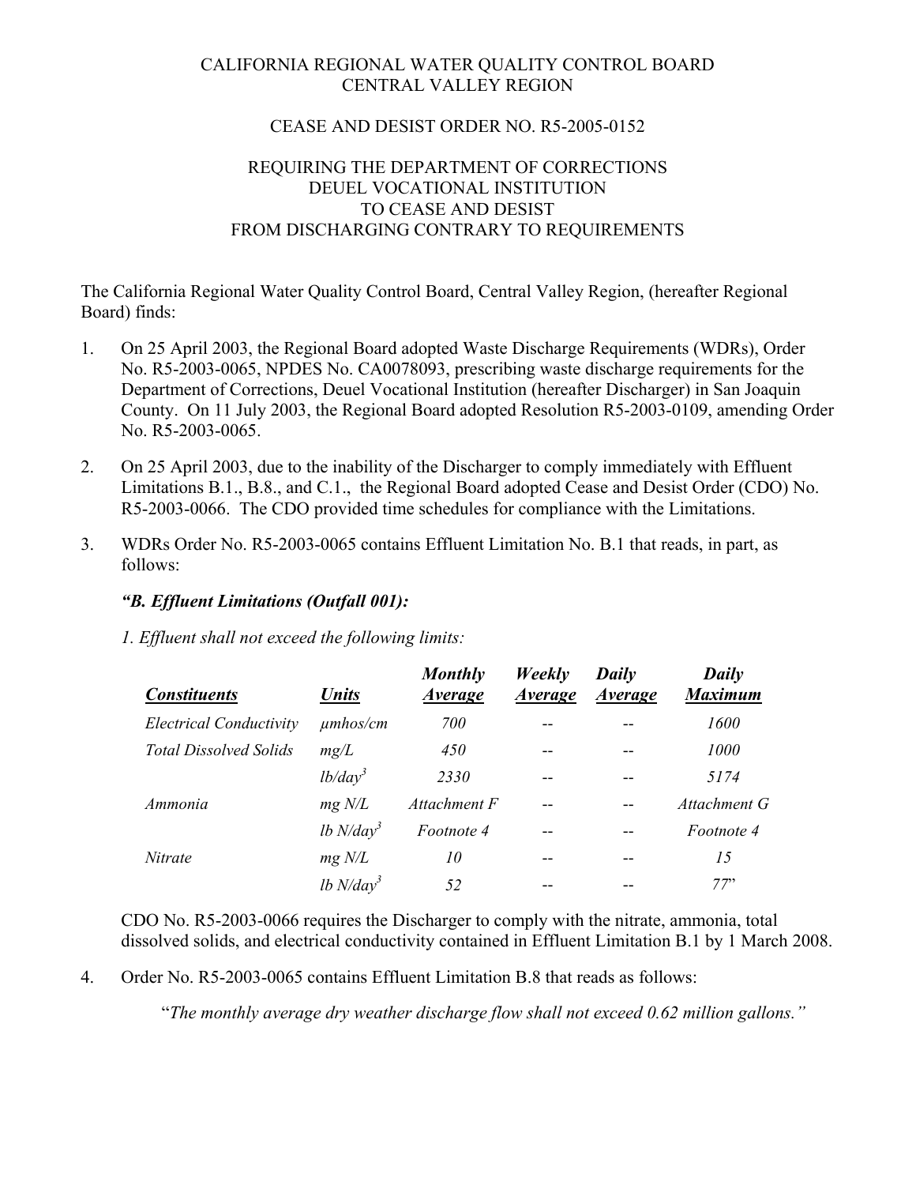CALIFORNIA REGIONAL WATER QUALITY CONTROL BOARD
CENTRAL VALLEY REGION

CEASE AND DESIST ORDER NO. R5-2005-0152

REQUIRING THE DEPARTMENT OF CORRECTIONS
DEUEL VOCATIONAL INSTITUTION
TO CEASE AND DESIST
FROM DISCHARGING CONTRARY TO REQUIREMENTS

The California Regional Water Quality Control Board, Central Valley Region, (hereafter Regional Board) finds:

1. On 25 April 2003, the Regional Board adopted Waste Discharge Requirements (WDRs), Order No. R5-2003-0065, NPDES No. CA0078093, prescribing waste discharge requirements for the Department of Corrections, Deuel Vocational Institution (hereafter Discharger) in San Joaquin County. On 11 July 2003, the Regional Board adopted Resolution R5-2003-0109, amending Order No. R5-2003-0065.

2. On 25 April 2003, due to the inability of the Discharger to comply immediately with Effluent Limitations B.1., B.8., and C.1., the Regional Board adopted Cease and Desist Order (CDO) No. R5-2003-0066. The CDO provided time schedules for compliance with the Limitations.

3. WDRs Order No. R5-2003-0065 contains Effluent Limitation No. B.1 that reads, in part, as follows:

   ***"B. Effluent Limitations (Outfall 001):***

   *1. Effluent shall not exceed the following limits:*

| *Constituents* | *Units* | *Monthly Average* | *Weekly Average* | *Daily Average* | *Daily Maximum* |
|---|---|---|---|---|---|
| *Electrical Conductivity* | *µmhos/cm* | *700* | -- | -- | *1600* |
| *Total Dissolved Solids* | *mg/L* | *450* | -- | -- | *1000* |
| | *lb/day*[3] | *2330* | -- | -- | *5174* |
| *Ammonia* | *mg N/L* | *Attachment F* | -- | -- | *Attachment G* |
| | *lb N/day*[3] | *Footnote 4* | -- | -- | *Footnote 4* |
| *Nitrate* | *mg N/L* | *10* | -- | -- | *15* |
| | *lb N/day*[3] | *52* | -- | -- | *77"* |

   CDO No. R5-2003-0066 requires the Discharger to comply with the nitrate, ammonia, total dissolved solids, and electrical conductivity contained in Effluent Limitation B.1 by 1 March 2008.

4. Order No. R5-2003-0065 contains Effluent Limitation B.8 that reads as follows:

   "*The monthly average dry weather discharge flow shall not exceed 0.62 million gallons."*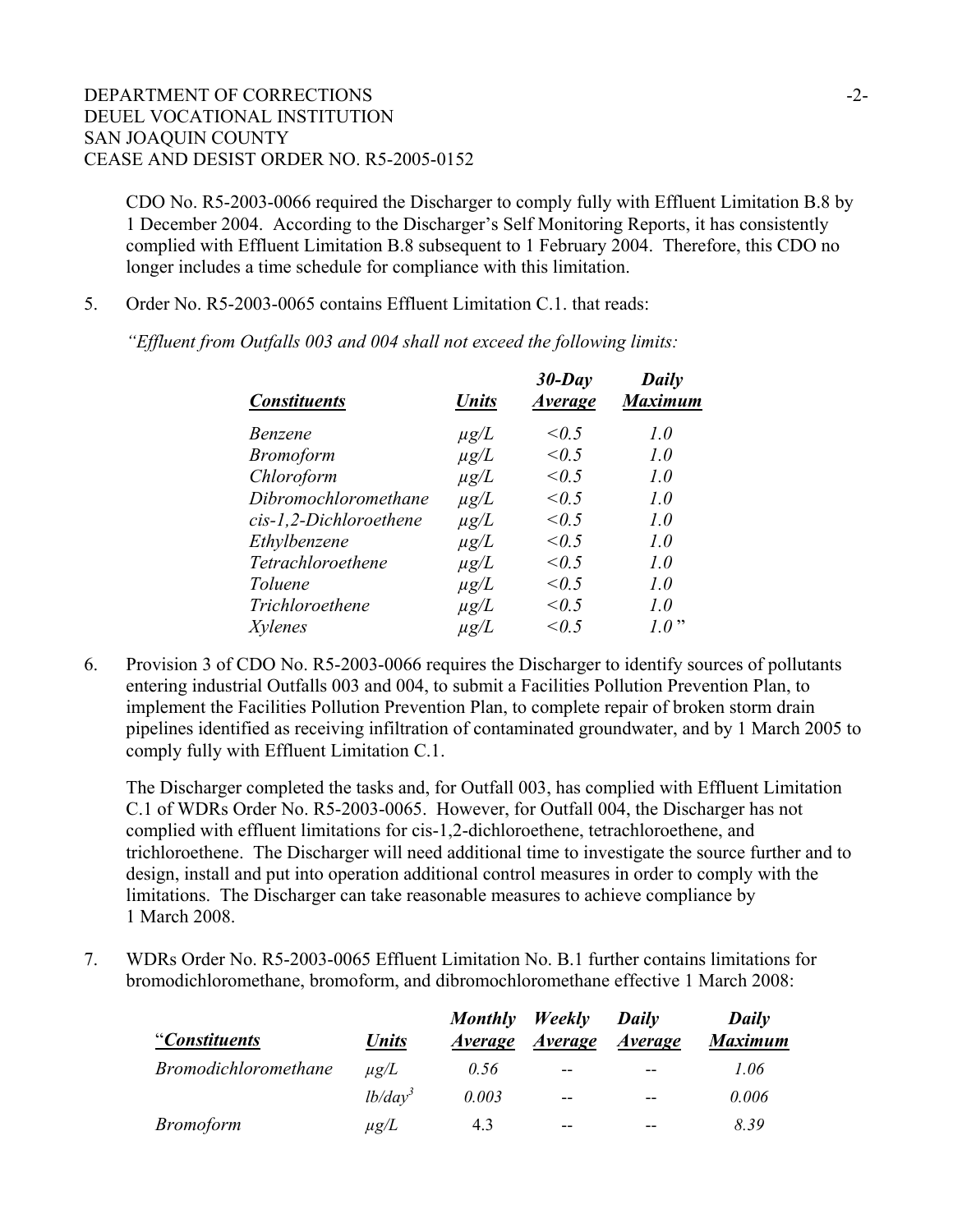CDO No. R5-2003-0066 required the Discharger to comply fully with Effluent Limitation B.8 by 1 December 2004. According to the Discharger's Self Monitoring Reports, it has consistently complied with Effluent Limitation B.8 subsequent to 1 February 2004. Therefore, this CDO no longer includes a time schedule for compliance with this limitation.

5. Order No. R5-2003-0065 contains Effluent Limitation C.1. that reads:

*"Effluent from Outfalls 003 and 004 shall not exceed the following limits:*

| ***Constituents*** | ***Units*** | ***30-Day Average*** | ***Daily Maximum*** |
|---|---|---|---|
| *Benzene* | *µg/L* | *<0.5* | *1.0* |
| *Bromoform* | *µg/L* | *<0.5* | *1.0* |
| *Chloroform* | *µg/L* | *<0.5* | *1.0* |
| *Dibromochloromethane* | *µg/L* | *<0.5* | *1.0* |
| *cis-1,2-Dichloroethene* | *µg/L* | *<0.5* | *1.0* |
| *Ethylbenzene* | *µg/L* | *<0.5* | *1.0* |
| *Tetrachloroethene* | *µg/L* | *<0.5* | *1.0* |
| *Toluene* | *µg/L* | *<0.5* | *1.0* |
| *Trichloroethene* | *µg/L* | *<0.5* | *1.0* |
| *Xylenes* | *µg/L* | *<0.5* | *1.0"* |

6. Provision 3 of CDO No. R5-2003-0066 requires the Discharger to identify sources of pollutants entering industrial Outfalls 003 and 004, to submit a Facilities Pollution Prevention Plan, to implement the Facilities Pollution Prevention Plan, to complete repair of broken storm drain pipelines identified as receiving infiltration of contaminated groundwater, and by 1 March 2005 to comply fully with Effluent Limitation C.1.

   The Discharger completed the tasks and, for Outfall 003, has complied with Effluent Limitation C.1 of WDRs Order No. R5-2003-0065. However, for Outfall 004, the Discharger has not complied with effluent limitations for cis-1,2-dichloroethene, tetrachloroethene, and trichloroethene. The Discharger will need additional time to investigate the source further and to design, install and put into operation additional control measures in order to comply with the limitations. The Discharger can take reasonable measures to achieve compliance by 1 March 2008.

7. WDRs Order No. R5-2003-0065 Effluent Limitation No. B.1 further contains limitations for bromodichloromethane, bromoform, and dibromochloromethane effective 1 March 2008:

| "***Constituents*** | ***Units*** | ***Monthly Average*** | ***Weekly Average*** | ***Daily Average*** | ***Daily Maximum*** |
|---|---|---|---|---|---|
| *Bromodichloromethane* | *µg/L* | *0.56* | -- | -- | *1.06* |
| | *lb/day*[3] | *0.003* | -- | -- | *0.006* |
| *Bromoform* | *µg/L* | 4.3 | -- | -- | *8.39* |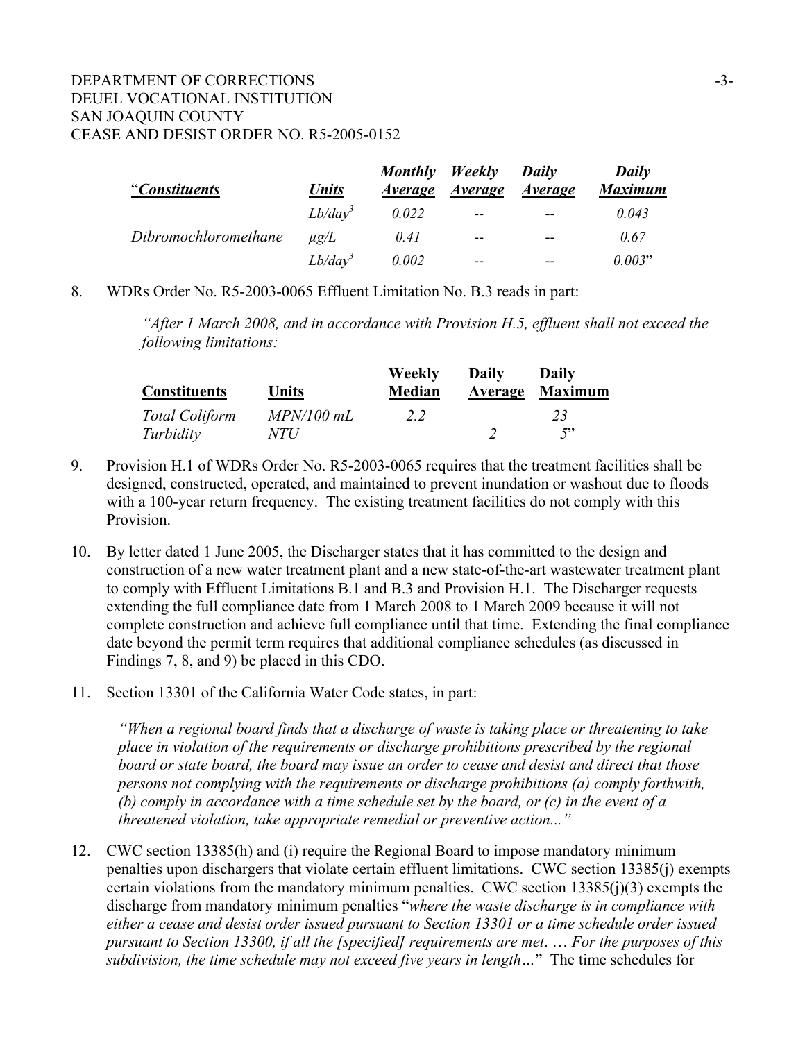| "*Constituents* | *Units* | *Monthly Average* | *Weekly Average* | *Daily Average* | *Daily Maximum* |
|---|---|---|---|---|---|
| | *Lb/day*[3] | *0.022* | -- | -- | *0.043* |
| *Dibromochloromethane* | *μg/L* | *0.41* | -- | -- | *0.67* |
| | *Lb/day*[3] | *0.002* | -- | -- | *0.003*" |

8. WDRs Order No. R5-2003-0065 Effluent Limitation No. B.3 reads in part:

   *"After 1 March 2008, and in accordance with Provision H.5, effluent shall not exceed the following limitations:*

| Constituents | Units | Weekly Median | Daily Average | Daily Maximum |
|---|---|---|---|---|
| *Total Coliform* | *MPN/100 mL* | *2.2* | | *23* |
| *Turbidity* | *NTU* | | *2* | *5*" |

9. Provision H.1 of WDRs Order No. R5-2003-0065 requires that the treatment facilities shall be designed, constructed, operated, and maintained to prevent inundation or washout due to floods with a 100-year return frequency. The existing treatment facilities do not comply with this Provision.

10. By letter dated 1 June 2005, the Discharger states that it has committed to the design and construction of a new water treatment plant and a new state-of-the-art wastewater treatment plant to comply with Effluent Limitations B.1 and B.3 and Provision H.1. The Discharger requests extending the full compliance date from 1 March 2008 to 1 March 2009 because it will not complete construction and achieve full compliance until that time. Extending the final compliance date beyond the permit term requires that additional compliance schedules (as discussed in Findings 7, 8, and 9) be placed in this CDO.

11. Section 13301 of the California Water Code states, in part:

    *"When a regional board finds that a discharge of waste is taking place or threatening to take place in violation of the requirements or discharge prohibitions prescribed by the regional board or state board, the board may issue an order to cease and desist and direct that those persons not complying with the requirements or discharge prohibitions (a) comply forthwith, (b) comply in accordance with a time schedule set by the board, or (c) in the event of a threatened violation, take appropriate remedial or preventive action..."*

12. CWC section 13385(h) and (i) require the Regional Board to impose mandatory minimum penalties upon dischargers that violate certain effluent limitations. CWC section 13385(j) exempts certain violations from the mandatory minimum penalties. CWC section 13385(j)(3) exempts the discharge from mandatory minimum penalties "*where the waste discharge is in compliance with either a cease and desist order issued pursuant to Section 13301 or a time schedule order issued pursuant to Section 13300, if all the [specified] requirements are met. … For the purposes of this subdivision, the time schedule may not exceed five years in length…*" The time schedules for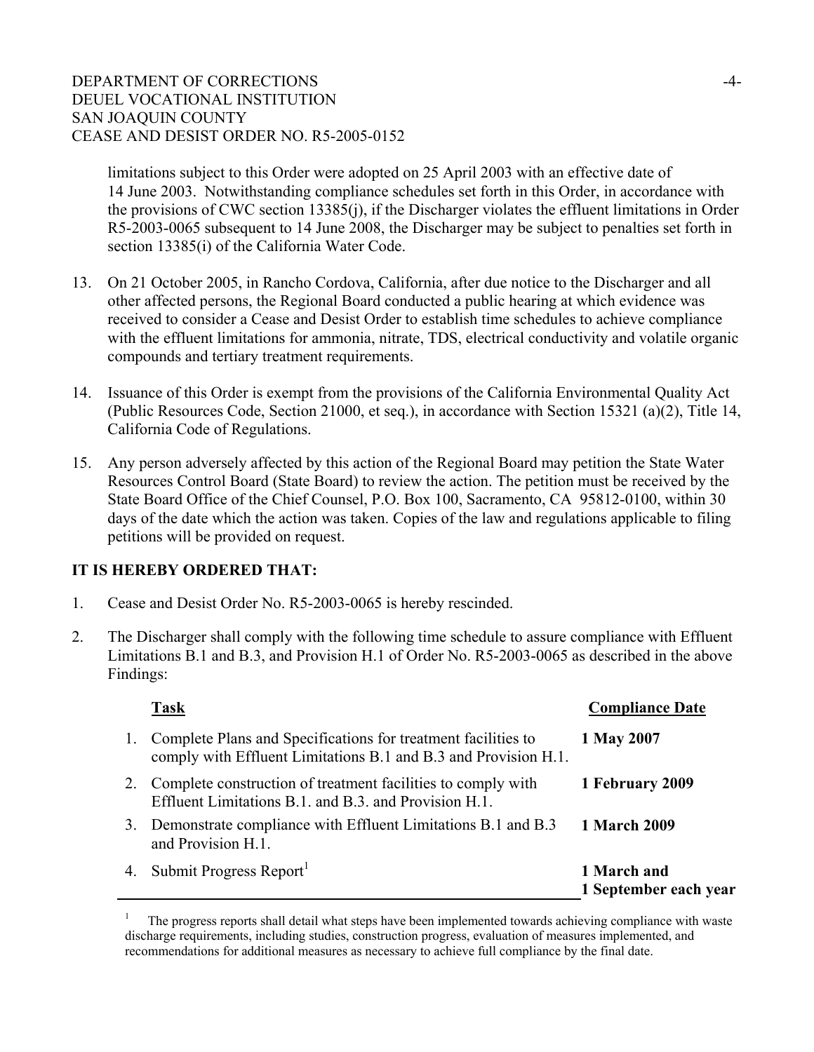limitations subject to this Order were adopted on 25 April 2003 with an effective date of 14 June 2003. Notwithstanding compliance schedules set forth in this Order, in accordance with the provisions of CWC section 13385(j), if the Discharger violates the effluent limitations in Order R5-2003-0065 subsequent to 14 June 2008, the Discharger may be subject to penalties set forth in section 13385(i) of the California Water Code.

13. On 21 October 2005, in Rancho Cordova, California, after due notice to the Discharger and all other affected persons, the Regional Board conducted a public hearing at which evidence was received to consider a Cease and Desist Order to establish time schedules to achieve compliance with the effluent limitations for ammonia, nitrate, TDS, electrical conductivity and volatile organic compounds and tertiary treatment requirements.

14. Issuance of this Order is exempt from the provisions of the California Environmental Quality Act (Public Resources Code, Section 21000, et seq.), in accordance with Section 15321 (a)(2), Title 14, California Code of Regulations.

15. Any person adversely affected by this action of the Regional Board may petition the State Water Resources Control Board (State Board) to review the action. The petition must be received by the State Board Office of the Chief Counsel, P.O. Box 100, Sacramento, CA 95812-0100, within 30 days of the date which the action was taken. Copies of the law and regulations applicable to filing petitions will be provided on request.

**IT IS HEREBY ORDERED THAT:**

1. Cease and Desist Order No. R5-2003-0065 is hereby rescinded.

2. The Discharger shall comply with the following time schedule to assure compliance with Effluent Limitations B.1 and B.3, and Provision H.1 of Order No. R5-2003-0065 as described in the above Findings:

| Task | Compliance Date |
|---|---|
| 1. Complete Plans and Specifications for treatment facilities to comply with Effluent Limitations B.1 and B.3 and Provision H.1. | **1 May 2007** |
| 2. Complete construction of treatment facilities to comply with Effluent Limitations B.1. and B.3. and Provision H.1. | **1 February 2009** |
| 3. Demonstrate compliance with Effluent Limitations B.1 and B.3 and Provision H.1. | **1 March 2009** |
| 4. Submit Progress Report[1] | **1 March and 1 September each year** |

[1] The progress reports shall detail what steps have been implemented towards achieving compliance with waste discharge requirements, including studies, construction progress, evaluation of measures implemented, and recommendations for additional measures as necessary to achieve full compliance by the final date.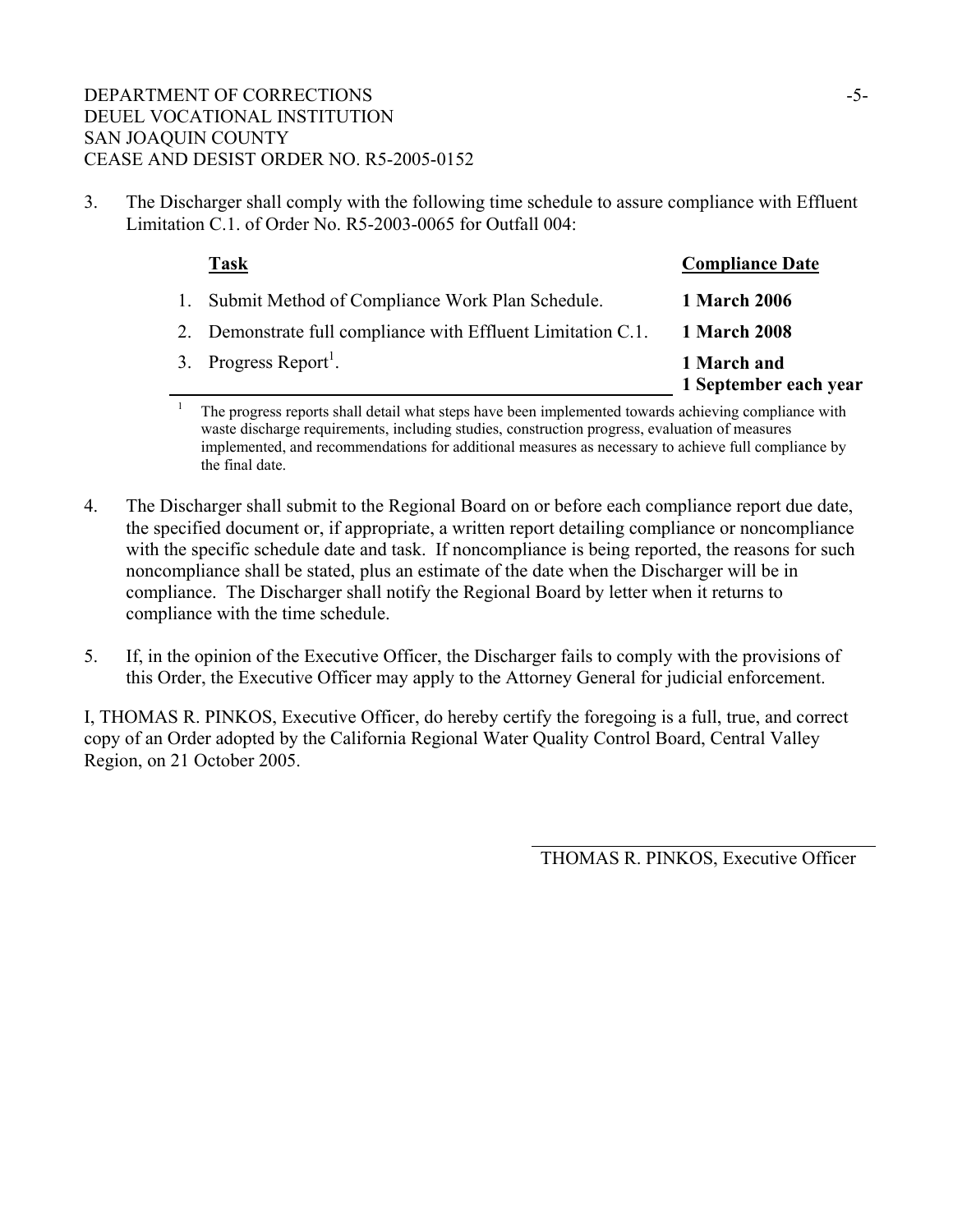3. The Discharger shall comply with the following time schedule to assure compliance with Effluent Limitation C.1. of Order No. R5-2003-0065 for Outfall 004:

| Task | Compliance Date |
|---|---|
| 1. Submit Method of Compliance Work Plan Schedule. | **1 March 2006** |
| 2. Demonstrate full compliance with Effluent Limitation C.1. | **1 March 2008** |
| 3. Progress Report[1]. | **1 March and 1 September each year** |

[1] The progress reports shall detail what steps have been implemented towards achieving compliance with waste discharge requirements, including studies, construction progress, evaluation of measures implemented, and recommendations for additional measures as necessary to achieve full compliance by the final date.

4. The Discharger shall submit to the Regional Board on or before each compliance report due date, the specified document or, if appropriate, a written report detailing compliance or noncompliance with the specific schedule date and task. If noncompliance is being reported, the reasons for such noncompliance shall be stated, plus an estimate of the date when the Discharger will be in compliance. The Discharger shall notify the Regional Board by letter when it returns to compliance with the time schedule.

5. If, in the opinion of the Executive Officer, the Discharger fails to comply with the provisions of this Order, the Executive Officer may apply to the Attorney General for judicial enforcement.

I, THOMAS R. PINKOS, Executive Officer, do hereby certify the foregoing is a full, true, and correct copy of an Order adopted by the California Regional Water Quality Control Board, Central Valley Region, on 21 October 2005.

THOMAS R. PINKOS, Executive Officer